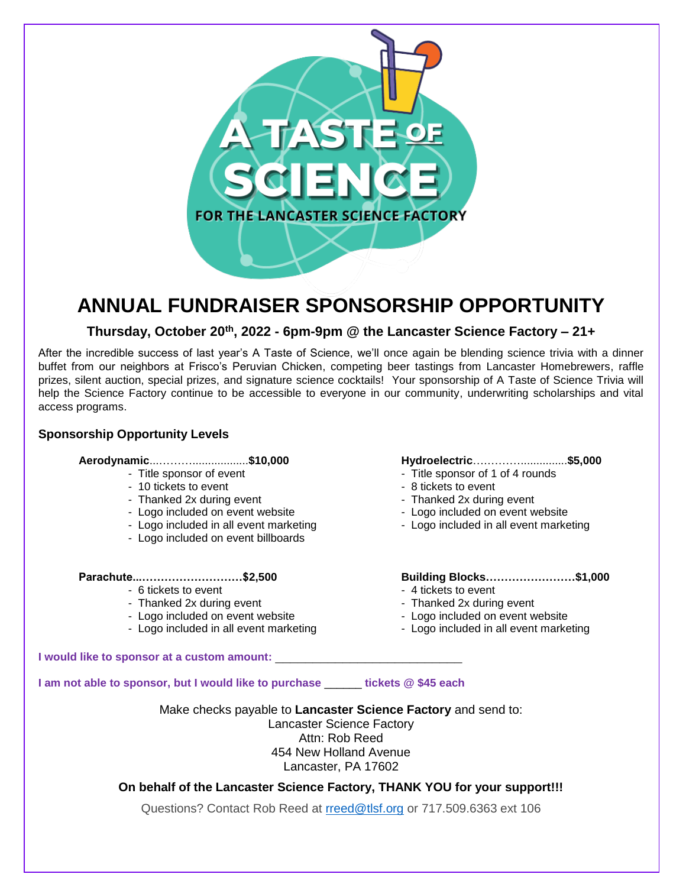# A TASTE OF SCIENCE

FOR THE LANCASTER SCIENCE FACTORY

# ANNUAL FUNDRAISER SPONSORSHIP OPPORTUNITY

### Thursday, October 20th, 2022 - 6pm-9pm @ the Lancaster Science Factory – 21+

After the incredible success of last year's A Taste of Science, we'll once again be blending science trivia with a dinner buffet from our neighbors at Frisco's Peruvian Chicken, competing beer tastings from Lancaster Homebrewers, raffle prizes, silent auction, special prizes, and signature science cocktails! Your sponsorship of A Taste of Science Trivia will help the Science Factory continue to be accessible to everyone in our community, underwriting scholarships and vital access programs.

### Sponsorship Opportunity Levels

**Aerodynamic..…………..................$10,000**

- Title sponsor of event
- 10 tickets to event
- Thanked 2x during event
- Logo included on event website
- Logo included in all event marketing
- Logo included on event billboards

**Hydroelectric…………...............$5,000**

- Title sponsor of 1 of 4 rounds
- 8 tickets to event
- Thanked 2x during event
- Logo included on event website
- Logo included in all event marketing

**Parachute...………………………$2,500**

- 6 tickets to event
- Thanked 2x during event
- Logo included on event website
- Logo included in all event marketing

**Building Blocks……………………$1,000**

- 4 tickets to event
- Thanked 2x during event
- Logo included on event website
- Logo included in all event marketing

**I would like to sponsor at a custom amount:** ____________________________

**I am not able to sponsor, but I would like to purchase ______ tickets @ $45 each**

Make checks payable to **Lancaster Science Factory** and send to:
Lancaster Science Factory
Attn: Rob Reed
454 New Holland Avenue
Lancaster, PA 17602

**On behalf of the Lancaster Science Factory, THANK YOU for your support!!!**

Questions? Contact Rob Reed at rreed@tlsf.org or 717.509.6363 ext 106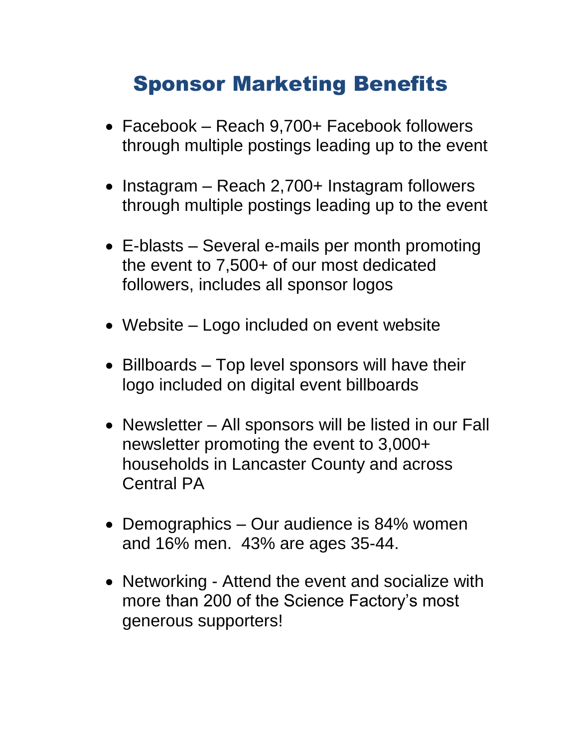# Sponsor Marketing Benefits

- Facebook – Reach 9,700+ Facebook followers through multiple postings leading up to the event
- Instagram – Reach 2,700+ Instagram followers through multiple postings leading up to the event
- E-blasts – Several e-mails per month promoting the event to 7,500+ of our most dedicated followers, includes all sponsor logos
- Website – Logo included on event website
- Billboards – Top level sponsors will have their logo included on digital event billboards
- Newsletter – All sponsors will be listed in our Fall newsletter promoting the event to 3,000+ households in Lancaster County and across Central PA
- Demographics – Our audience is 84% women and 16% men. 43% are ages 35-44.
- Networking - Attend the event and socialize with more than 200 of the Science Factory's most generous supporters!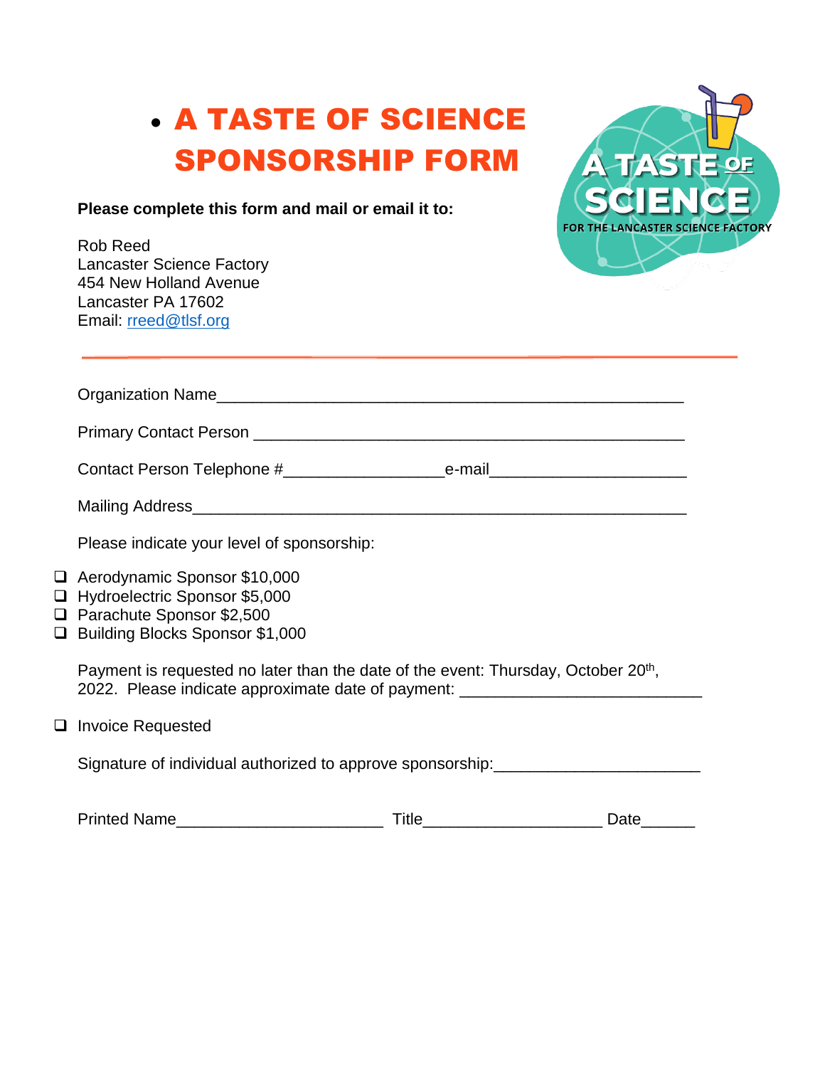# A TASTE OF SCIENCE SPONSORSHIP FORM

**Please complete this form and mail or email it to:**

Rob Reed
Lancaster Science Factory
454 New Holland Avenue
Lancaster PA 17602
Email: rreed@tlsf.org

---

Organization Name_____________________________________________________

Primary Contact Person _________________________________________________

Contact Person Telephone #_________________e-mail_____________________

Mailing Address________________________________________________________

Please indicate your level of sponsorship:

- ❑ Aerodynamic Sponsor $10,000
- ❑ Hydroelectric Sponsor $5,000
- ❑ Parachute Sponsor $2,500
- ❑ Building Blocks Sponsor $1,000

Payment is requested no later than the date of the event: Thursday, October 20th, 2022. Please indicate approximate date of payment: _________________________

- ❑ Invoice Requested

Signature of individual authorized to approve sponsorship:______________________

Printed Name______________________ Title___________________ Date______